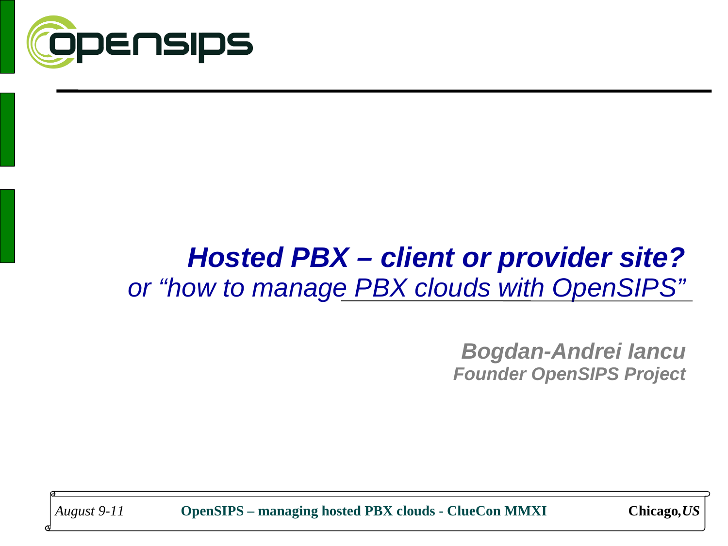# *Hosted PBX – client or provider site?*

*or "how to manage PBX clouds with OpenSIPS"*

***Bogdan-Andrei Iancu***
***Founder OpenSIPS Project***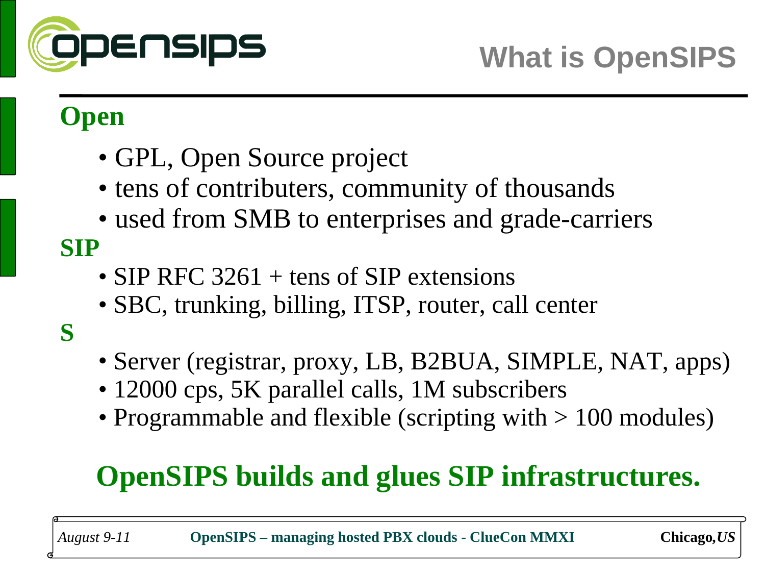# What is OpenSIPS

## Open

- GPL, Open Source project
- tens of contributers, community of thousands
- used from SMB to enterprises and grade-carriers

## SIP

- SIP RFC 3261 + tens of SIP extensions
- SBC, trunking, billing, ITSP, router, call center

## S

- Server (registrar, proxy, LB, B2BUA, SIMPLE, NAT, apps)
- 12000 cps, 5K parallel calls, 1M subscribers
- Programmable and flexible (scripting with > 100 modules)

**OpenSIPS builds and glues SIP infrastructures.**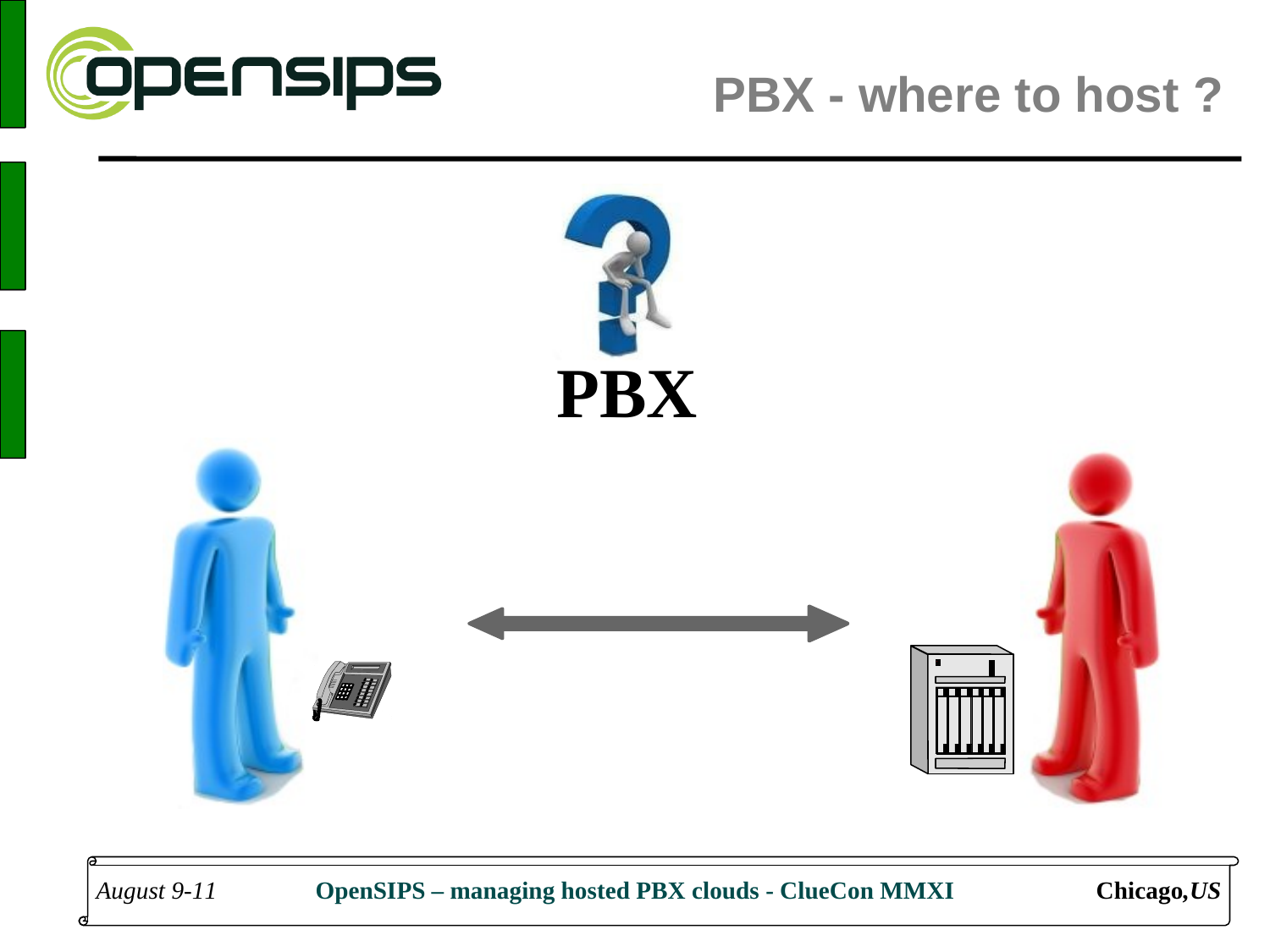# PBX - where to host ?

**PBX**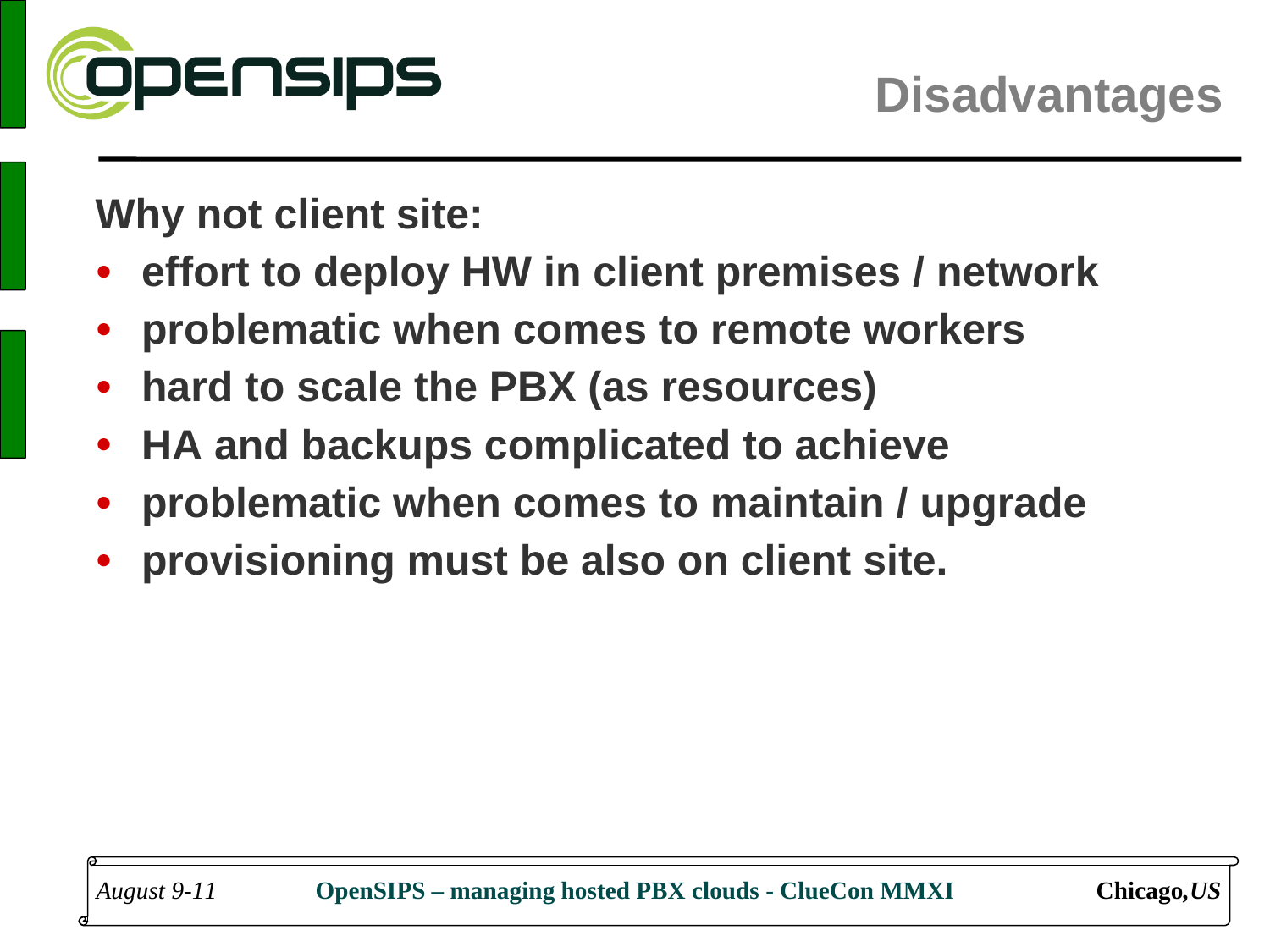# Disadvantages

**Why not client site:**

- **effort to deploy HW in client premises / network**
- **problematic when comes to remote workers**
- **hard to scale the PBX (as resources)**
- **HA and backups complicated to achieve**
- **problematic when comes to maintain / upgrade**
- **provisioning must be also on client site.**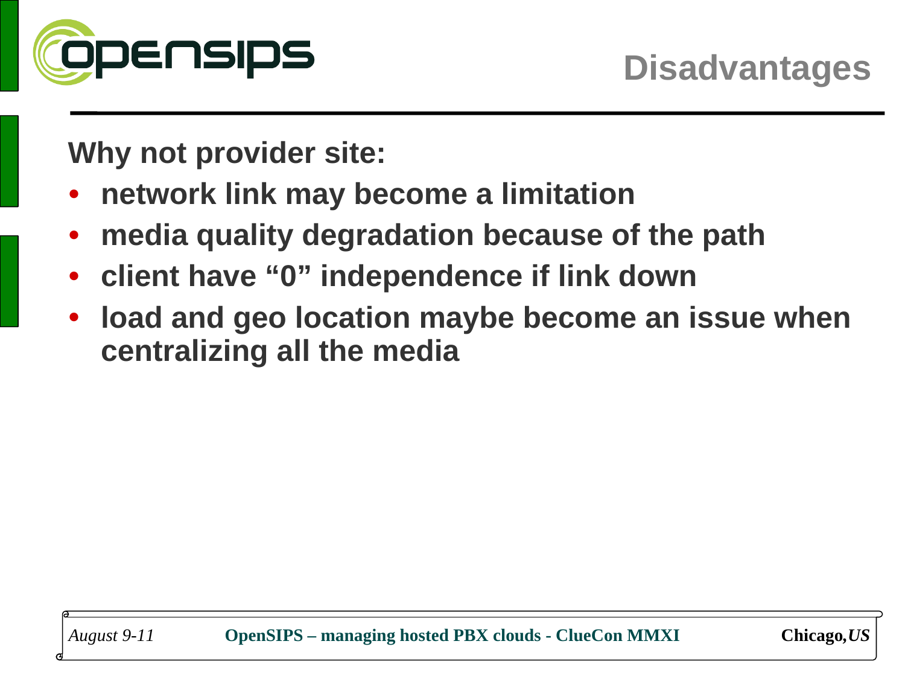# Disadvantages

**Why not provider site:**

- **network link may become a limitation**
- **media quality degradation because of the path**
- **client have “0” independence if link down**
- **load and geo location maybe become an issue when centralizing all the media**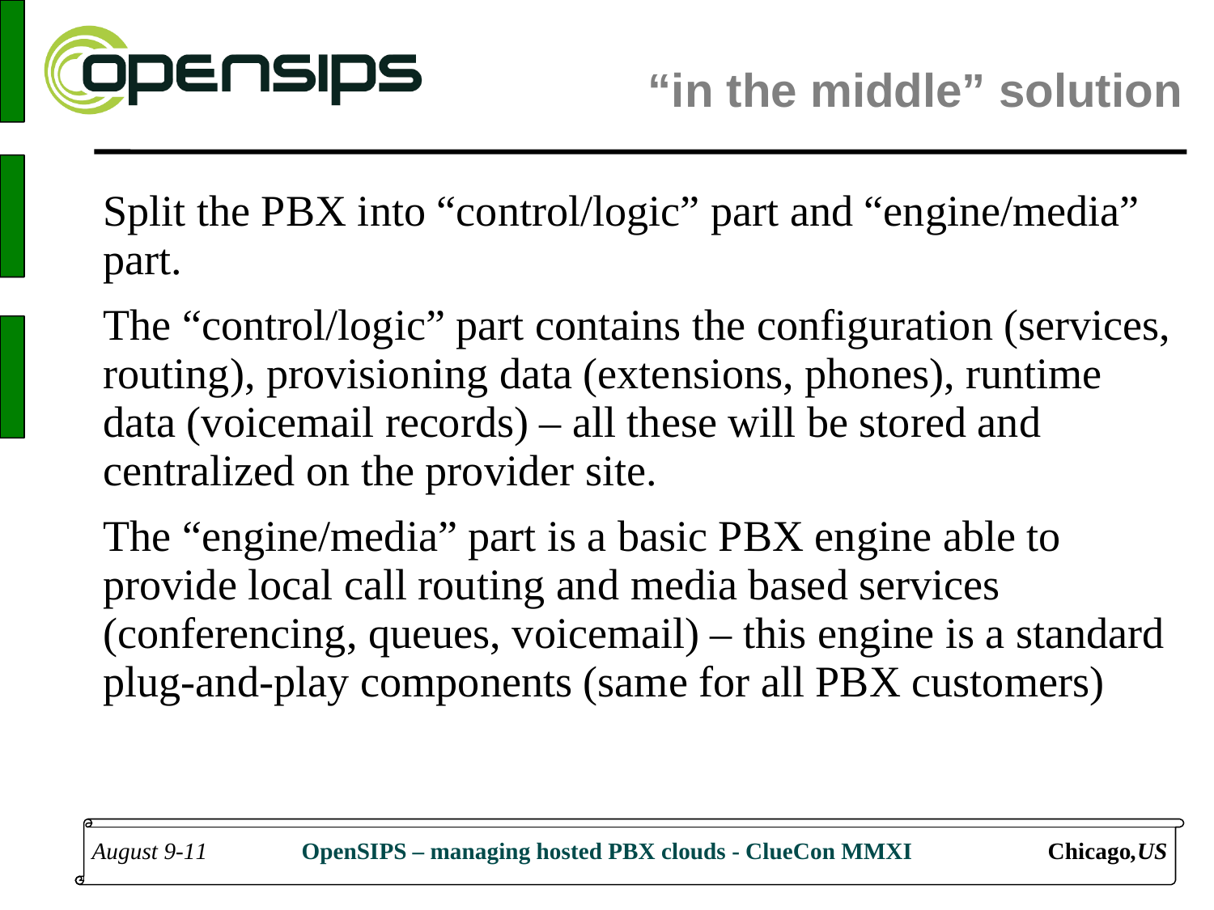# "in the middle" solution

Split the PBX into "control/logic" part and "engine/media" part.

The "control/logic" part contains the configuration (services, routing), provisioning data (extensions, phones), runtime data (voicemail records) – all these will be stored and centralized on the provider site.

The "engine/media" part is a basic PBX engine able to provide local call routing and media based services (conferencing, queues, voicemail) – this engine is a standard plug-and-play components (same for all PBX customers)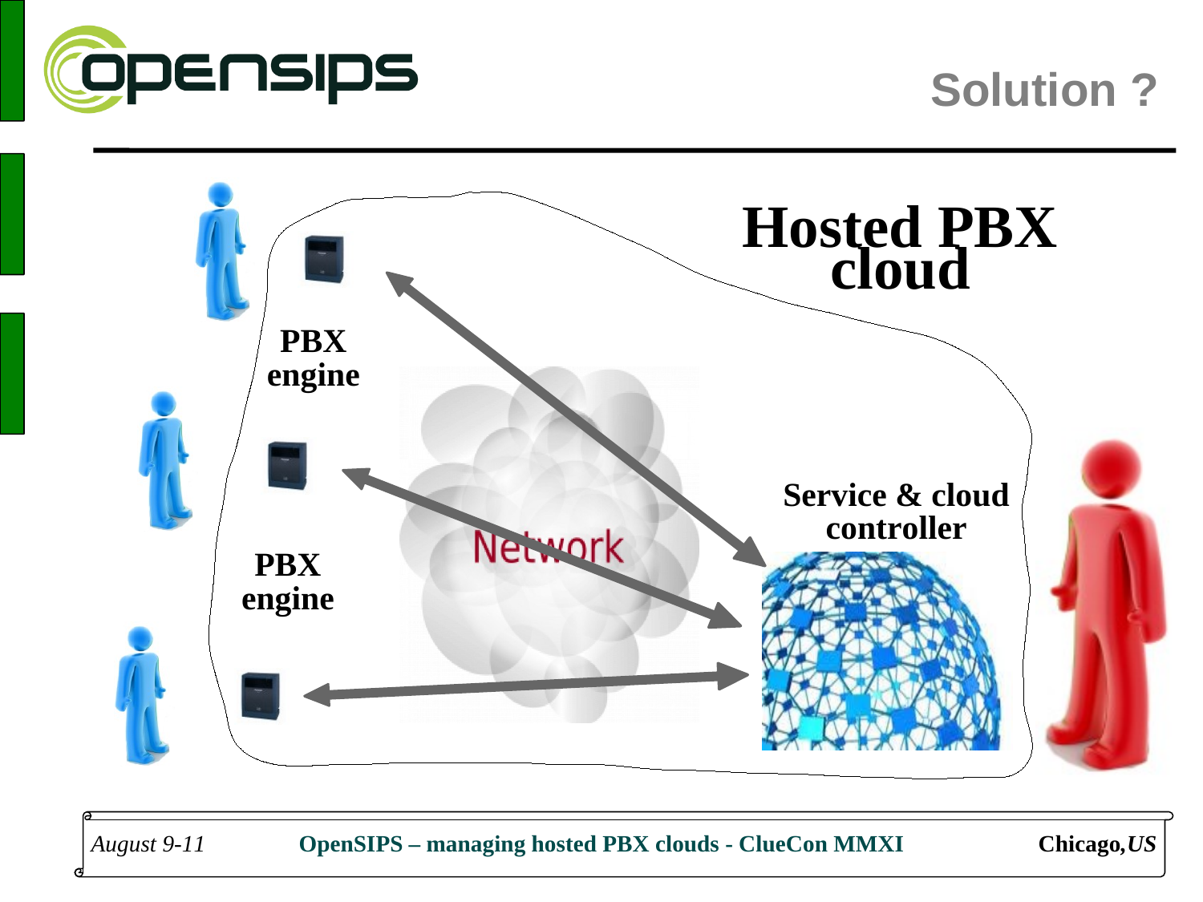# Solution ?

**Hosted PBX cloud**

**PBX engine**

**PBX engine**

Network

**Service & cloud controller**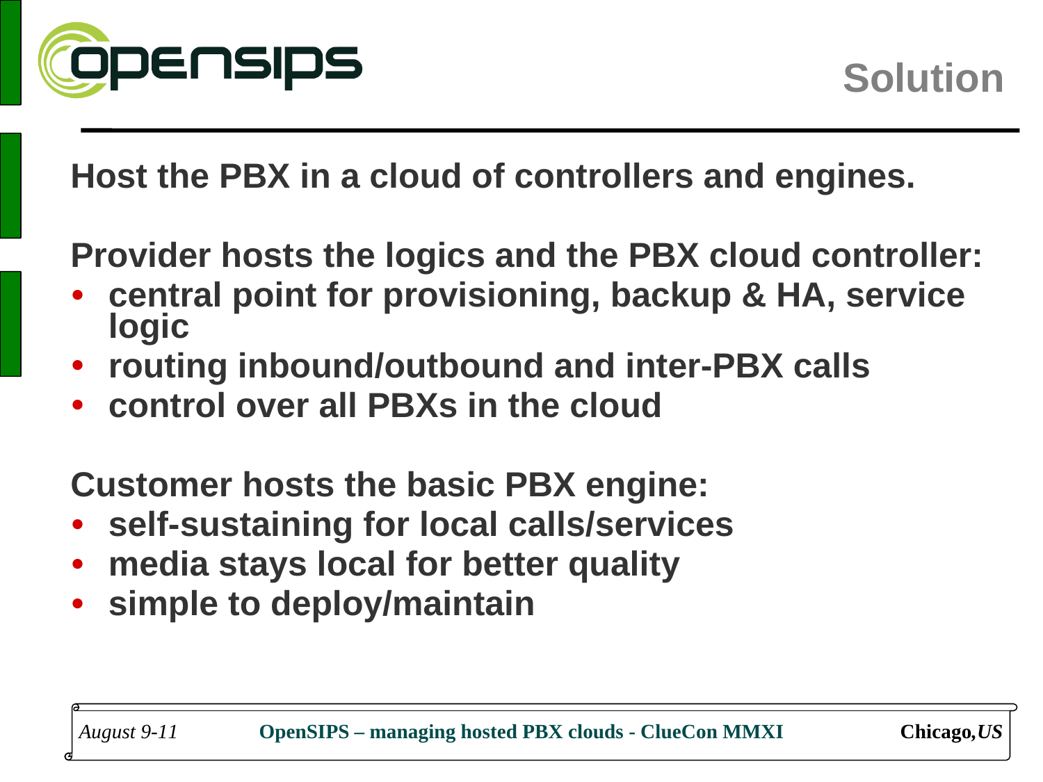# Solution

**Host the PBX in a cloud of controllers and engines.**

**Provider hosts the logics and the PBX cloud controller:**

- **central point for provisioning, backup & HA, service logic**
- **routing inbound/outbound and inter-PBX calls**
- **control over all PBXs in the cloud**

**Customer hosts the basic PBX engine:**

- **self-sustaining for local calls/services**
- **media stays local for better quality**
- **simple to deploy/maintain**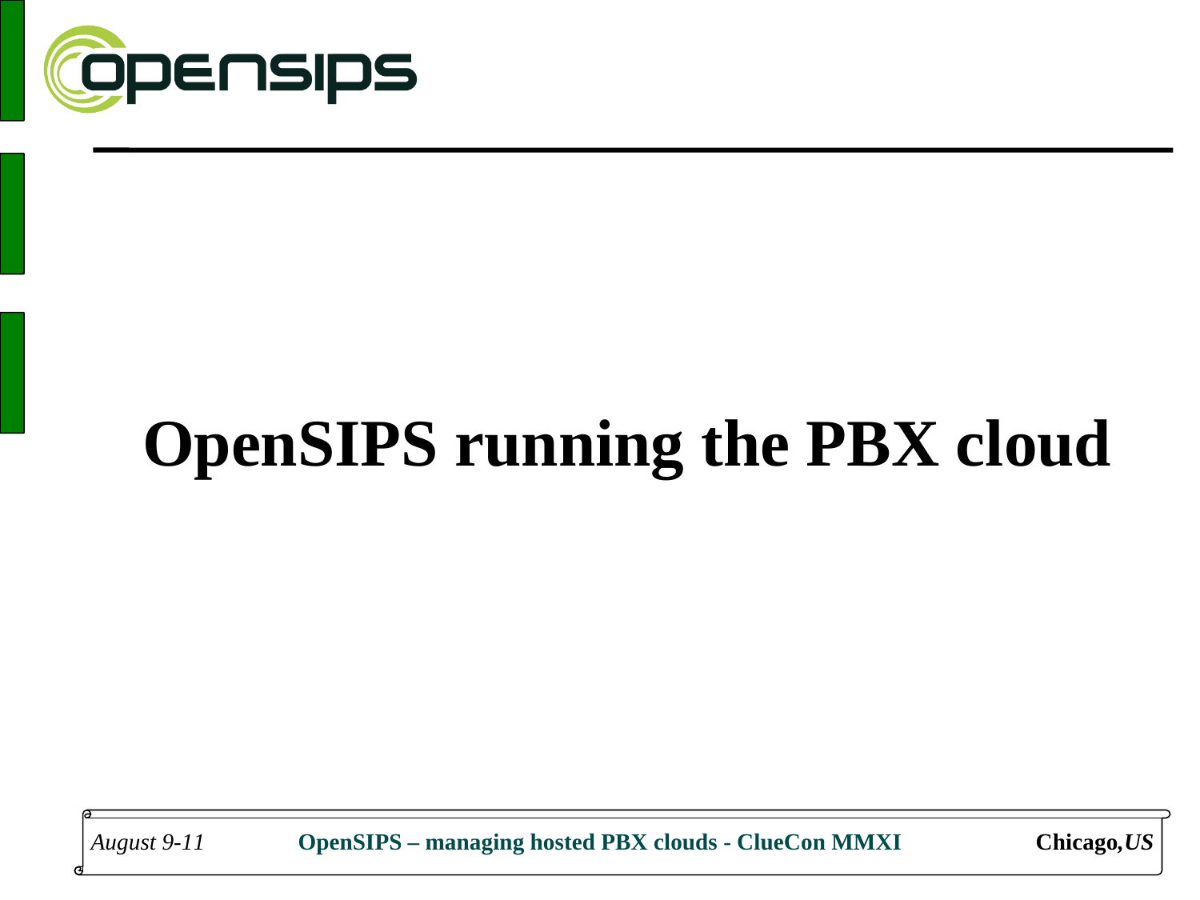# OpenSIPS running the PBX cloud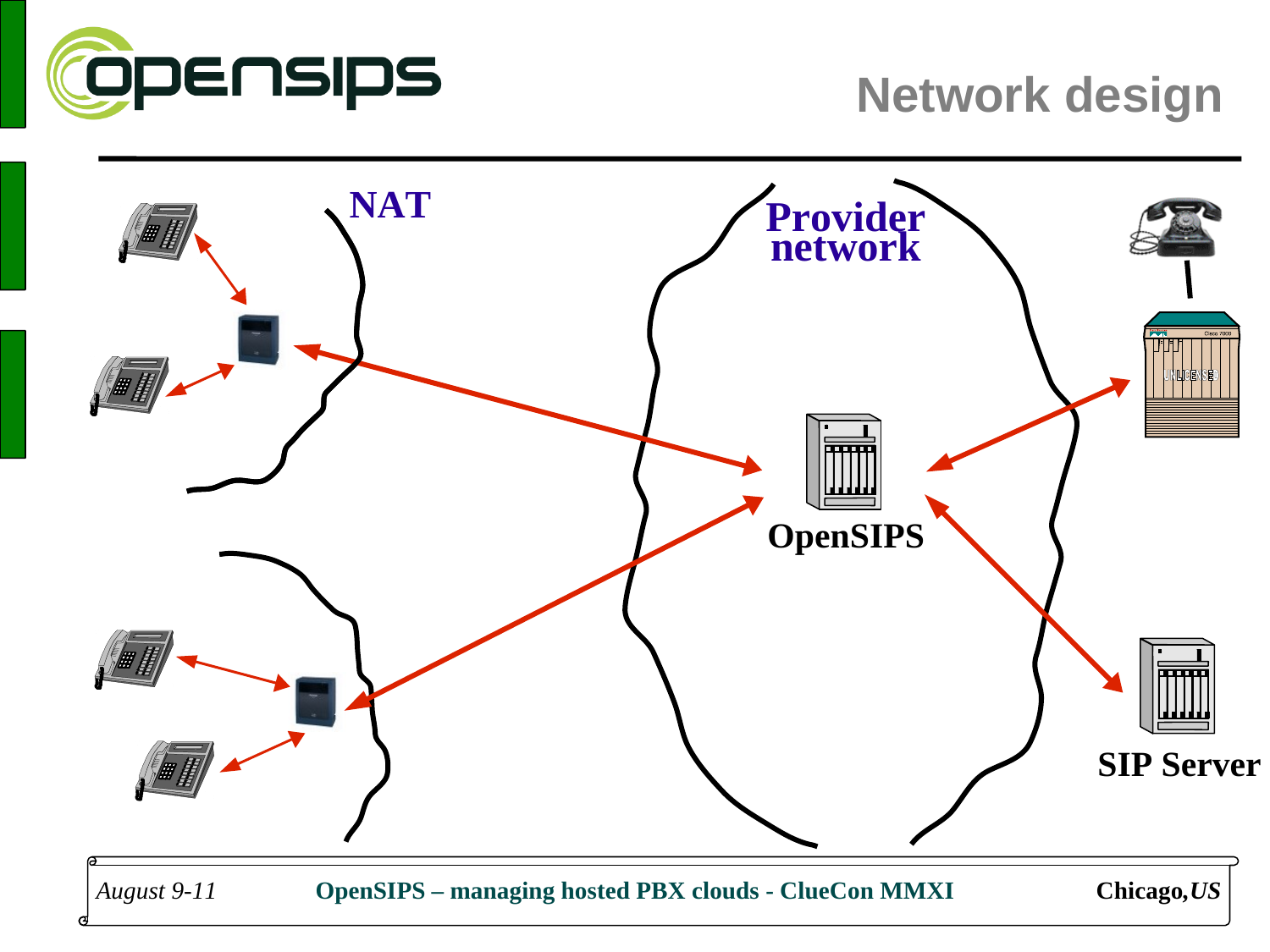# Network design

NAT

Provider network

OpenSIPS

SIP Server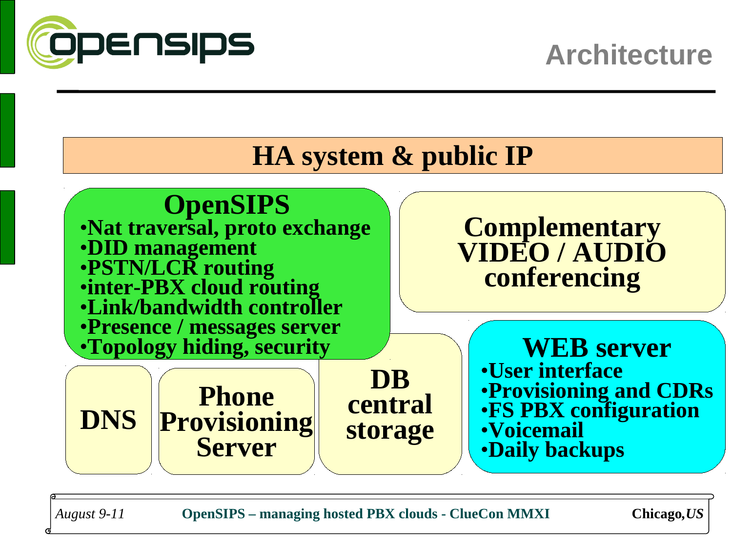# Architecture

## HA system & public IP

### OpenSIPS

- Nat traversal, proto exchange
- DID management
- PSTN/LCR routing
- inter-PBX cloud routing
- Link/bandwidth controller
- Presence / messages server
- Topology hiding, security

### Complementary VIDEO / AUDIO conferencing

### DNS

### Phone Provisioning Server

### DB central storage

### WEB server

- User interface
- Provisioning and CDRs
- FS PBX configuration
- Voicemail
- Daily backups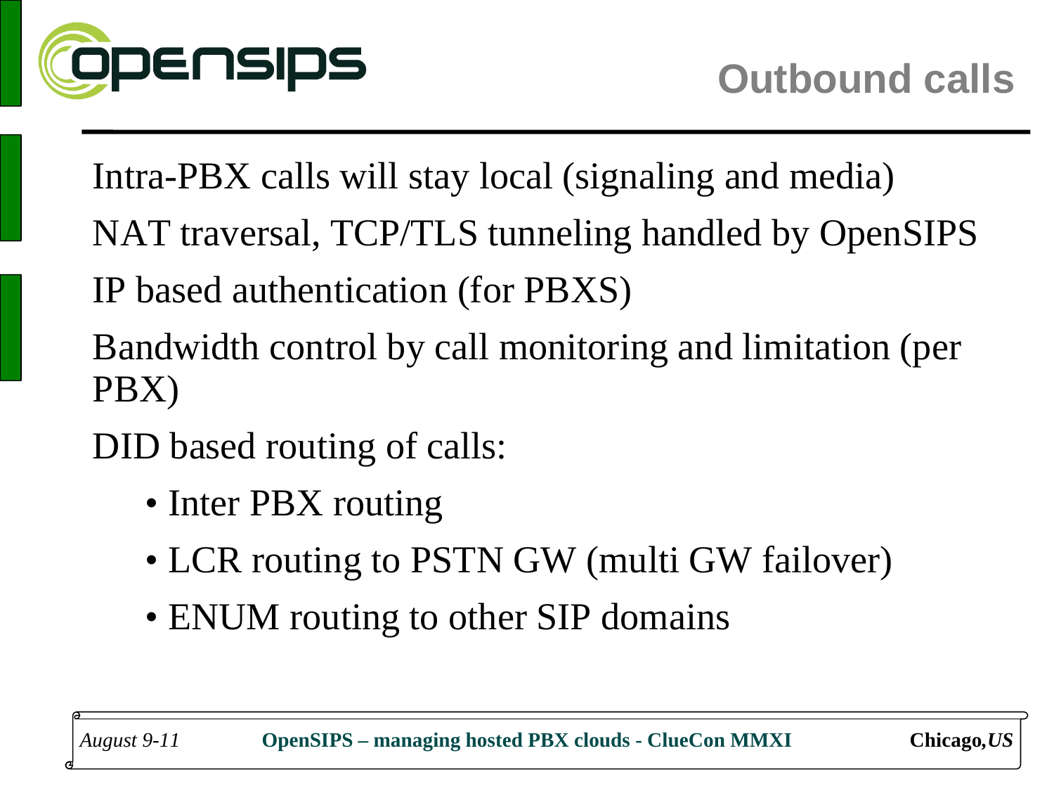# Outbound calls

Intra-PBX calls will stay local (signaling and media)

NAT traversal, TCP/TLS tunneling handled by OpenSIPS

IP based authentication (for PBXS)

Bandwidth control by call monitoring and limitation (per PBX)

DID based routing of calls:

- Inter PBX routing
- LCR routing to PSTN GW (multi GW failover)
- ENUM routing to other SIP domains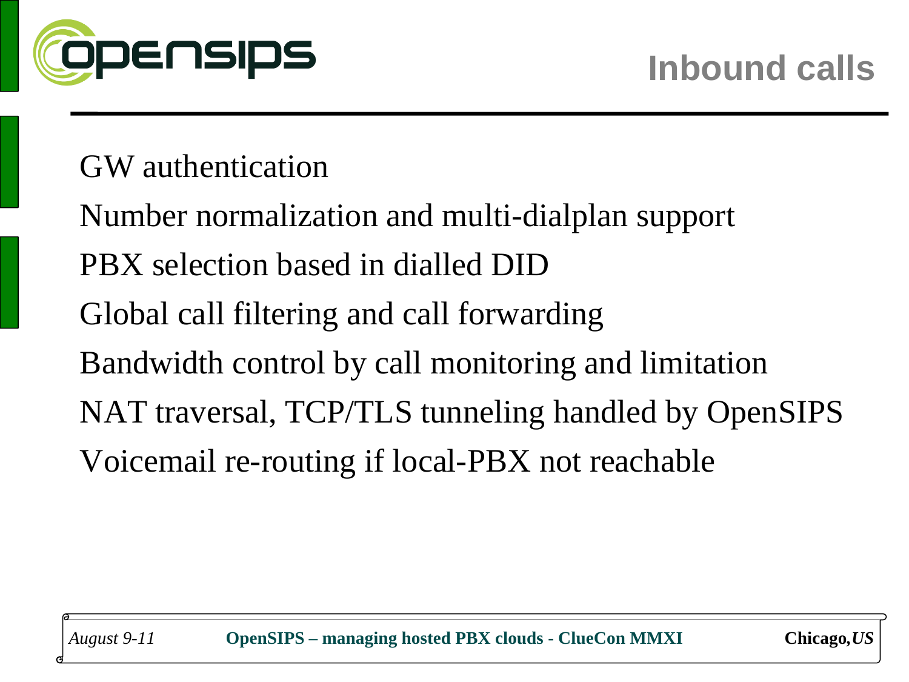# Inbound calls

- GW authentication
- Number normalization and multi-dialplan support
- PBX selection based in dialled DID
- Global call filtering and call forwarding
- Bandwidth control by call monitoring and limitation
- NAT traversal, TCP/TLS tunneling handled by OpenSIPS
- Voicemail re-routing if local-PBX not reachable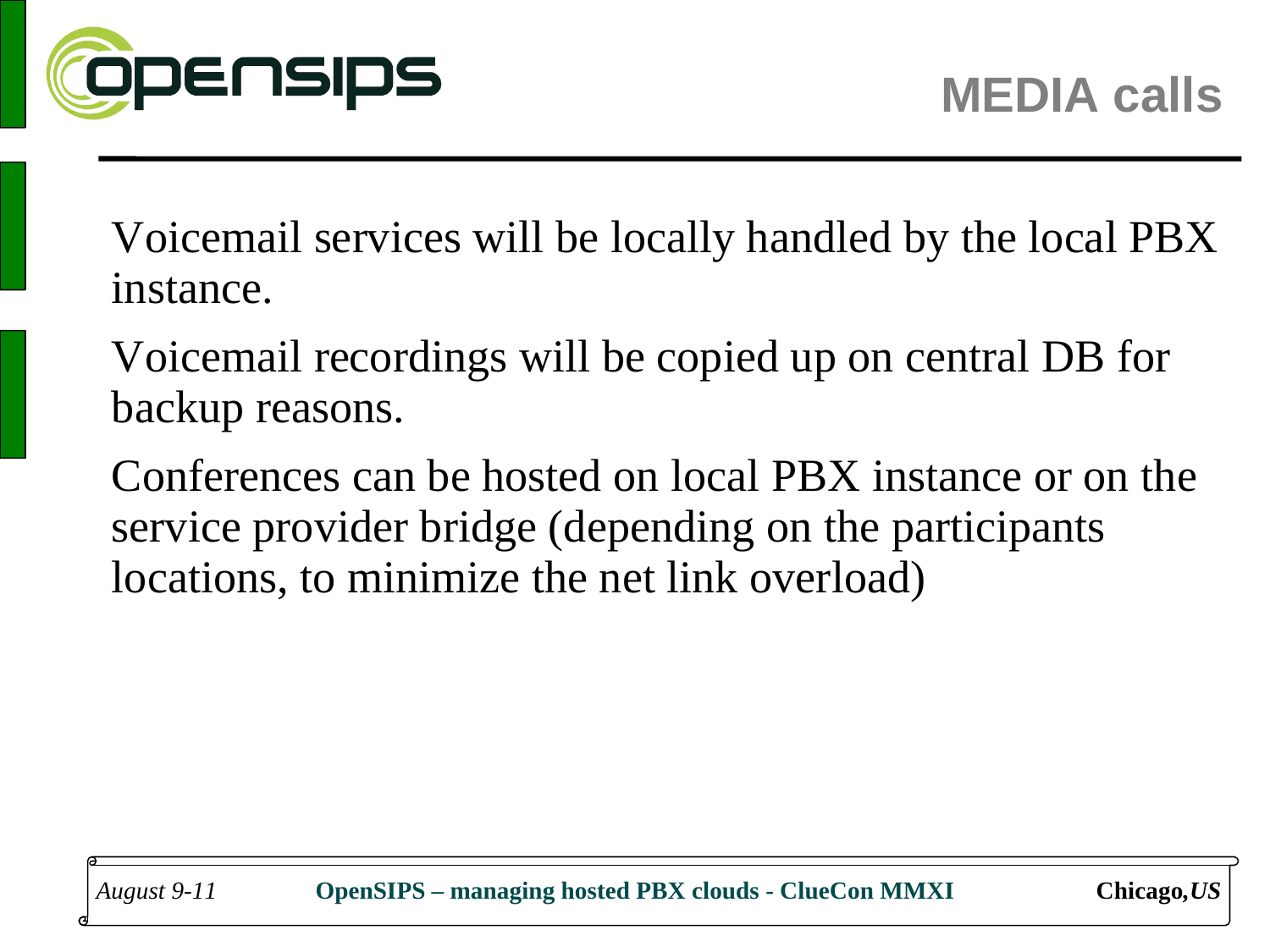# MEDIA calls

Voicemail services will be locally handled by the local PBX instance.

Voicemail recordings will be copied up on central DB for backup reasons.

Conferences can be hosted on local PBX instance or on the service provider bridge (depending on the participants locations, to minimize the net link overload)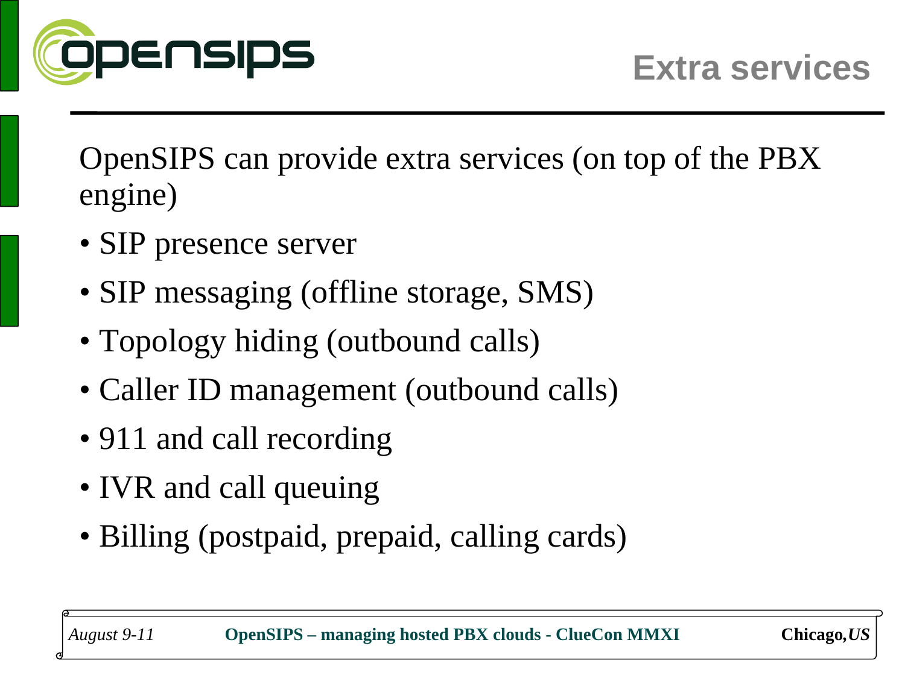# Extra services

OpenSIPS can provide extra services (on top of the PBX engine)

- SIP presence server
- SIP messaging (offline storage, SMS)
- Topology hiding (outbound calls)
- Caller ID management (outbound calls)
- 911 and call recording
- IVR and call queuing
- Billing (postpaid, prepaid, calling cards)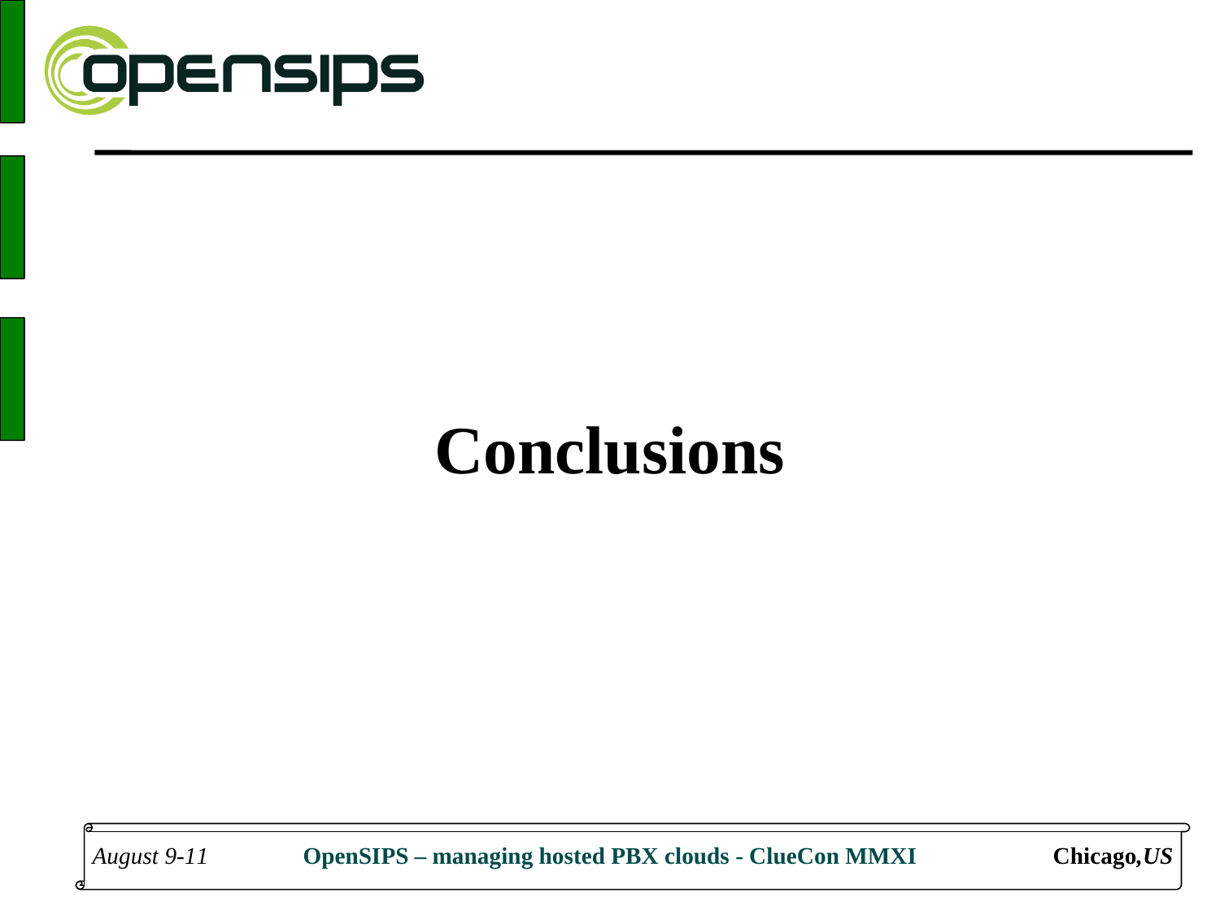# Conclusions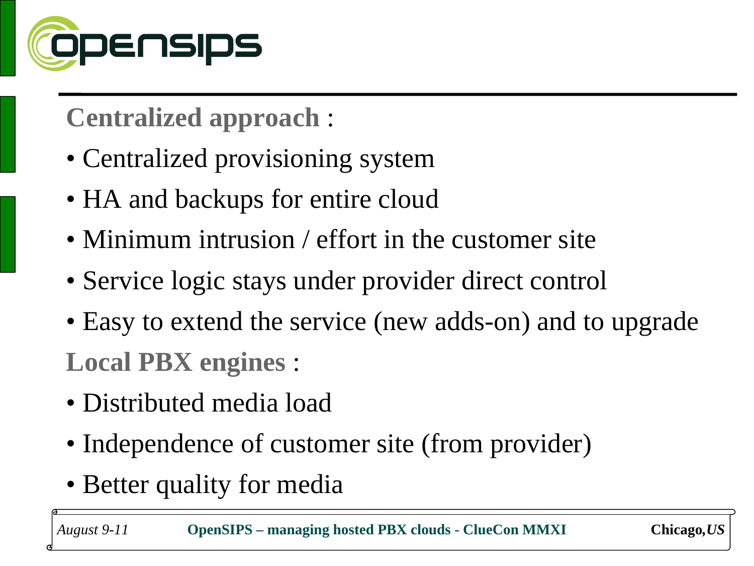**Centralized approach** :

- Centralized provisioning system
- HA and backups for entire cloud
- Minimum intrusion / effort in the customer site
- Service logic stays under provider direct control
- Easy to extend the service (new adds-on) and to upgrade

**Local PBX engines** :

- Distributed media load
- Independence of customer site (from provider)
- Better quality for media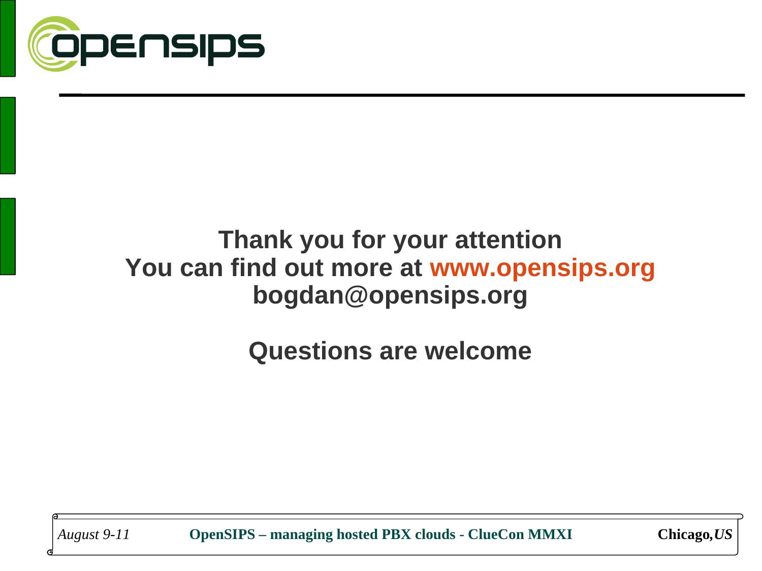**Thank you for your attention**
**You can find out more at www.opensips.org**
**bogdan@opensips.org**

**Questions are welcome**